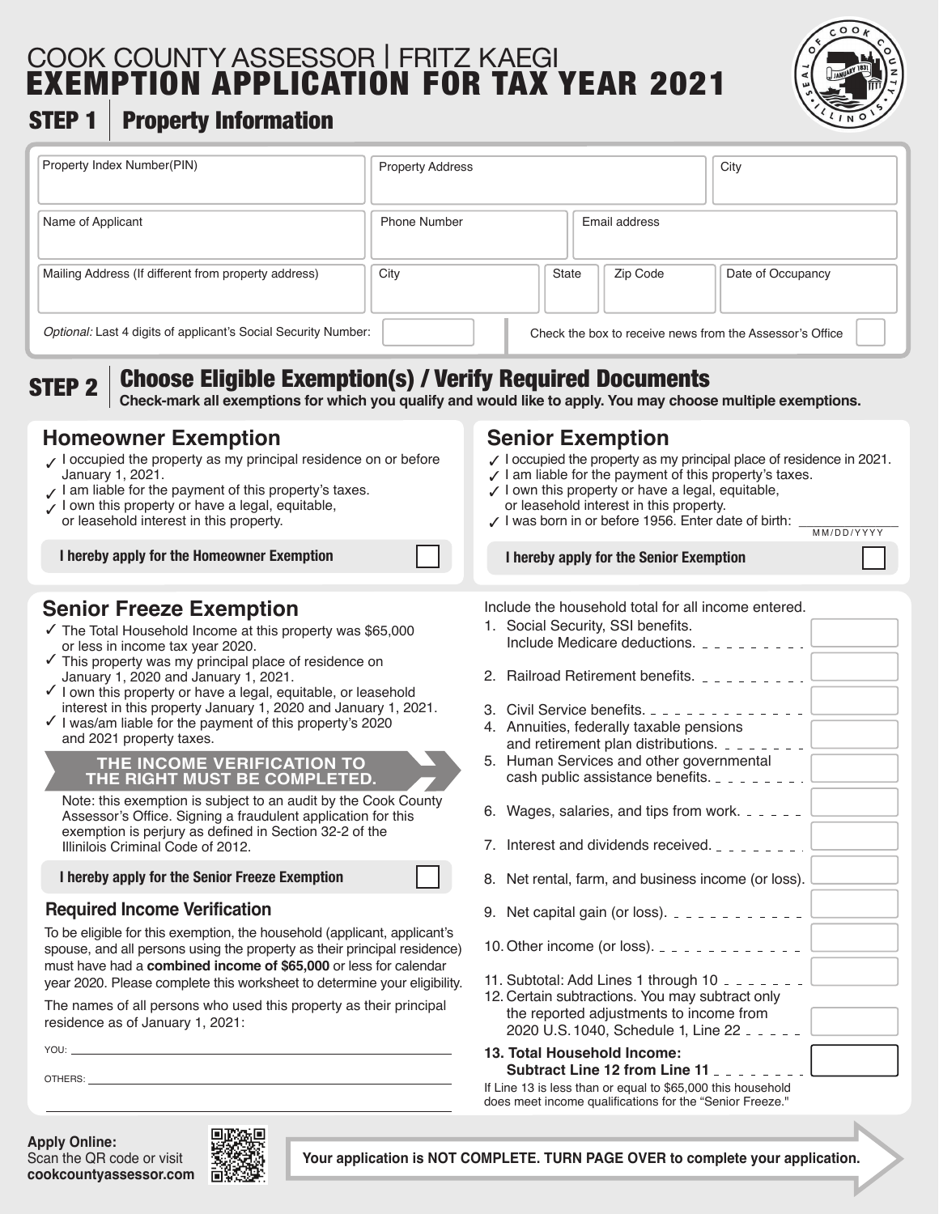COOK COUNTY ASSESSOR | FRITZ KAEGI

# EXEMPTION APPLICATION FOR TAX YEAR 2021

## STEP 1 | Property Information

| Property Index Number(PIN) | Property Address | City |
|---|---|---|
| | | |

| Name of Applicant | Phone Number | Email address |
|---|---|---|
| | | |

| Mailing Address (If different from property address) | City | State | Zip Code | Date of Occupancy |
|---|---|---|---|---|
| | | | | |

*Optional:* Last 4 digits of applicant's Social Security Number: ______

Check the box to receive news from the Assessor's Office ☐

## STEP 2 | Choose Eligible Exemption(s) / Verify Required Documents

**Check-mark all exemptions for which you qualify and would like to apply. You may choose multiple exemptions.**

### Homeowner Exemption

- ✓ I occupied the property as my principal residence on or before January 1, 2021.
- ✓ I am liable for the payment of this property's taxes.
- ✓ I own this property or have a legal, equitable, or leasehold interest in this property.

**I hereby apply for the Homeowner Exemption** ☐

### Senior Exemption

- ✓ I occupied the property as my principal place of residence in 2021.
- ✓ I am liable for the payment of this property's taxes.
- ✓ I own this property or have a legal, equitable, or leasehold interest in this property.
- ✓ I was born in or before 1956. Enter date of birth: ______ (MM/DD/YYYY)

**I hereby apply for the Senior Exemption** ☐

### Senior Freeze Exemption

- ✓ The Total Household Income at this property was $65,000 or less in income tax year 2020.
- ✓ This property was my principal place of residence on January 1, 2020 and January 1, 2021.
- ✓ I own this property or have a legal, equitable, or leasehold interest in this property January 1, 2020 and January 1, 2021.
- ✓ I was/am liable for the payment of this property's 2020 and 2021 property taxes.

**THE INCOME VERIFICATION TO THE RIGHT MUST BE COMPLETED.**

Note: this exemption is subject to an audit by the Cook County Assessor's Office. Signing a fraudulent application for this exemption is perjury as defined in Section 32-2 of the Illinilois Criminal Code of 2012.

**I hereby apply for the Senior Freeze Exemption** ☐

### Required Income Verification

To be eligible for this exemption, the household (applicant, applicant's spouse, and all persons using the property as their principal residence) must have had a **combined income of $65,000** or less for calendar year 2020. Please complete this worksheet to determine your eligibility.

The names of all persons who used this property as their principal residence as of January 1, 2021:

YOU: ______________________________

OTHERS: ______________________________

Include the household total for all income entered.

1. Social Security, SSI benefits. Include Medicare deductions. ______
2. Railroad Retirement benefits. ______
3. Civil Service benefits. ______
4. Annuities, federally taxable pensions and retirement plan distributions. ______
5. Human Services and other governmental cash public assistance benefits. ______
6. Wages, salaries, and tips from work. ______
7. Interest and dividends received. ______
8. Net rental, farm, and business income (or loss). ______
9. Net capital gain (or loss). ______
10. Other income (or loss). ______
11. Subtotal: Add Lines 1 through 10 ______
12. Certain subtractions. You may subtract only the reported adjustments to income from 2020 U.S. 1040, Schedule 1, Line 22 ______
13. **Total Household Income: Subtract Line 12 from Line 11** ______

If Line 13 is less than or equal to $65,000 this household does meet income qualifications for the "Senior Freeze."

**Apply Online:**
Scan the QR code or visit **cookcountyassessor.com**

**Your application is NOT COMPLETE. TURN PAGE OVER to complete your application.**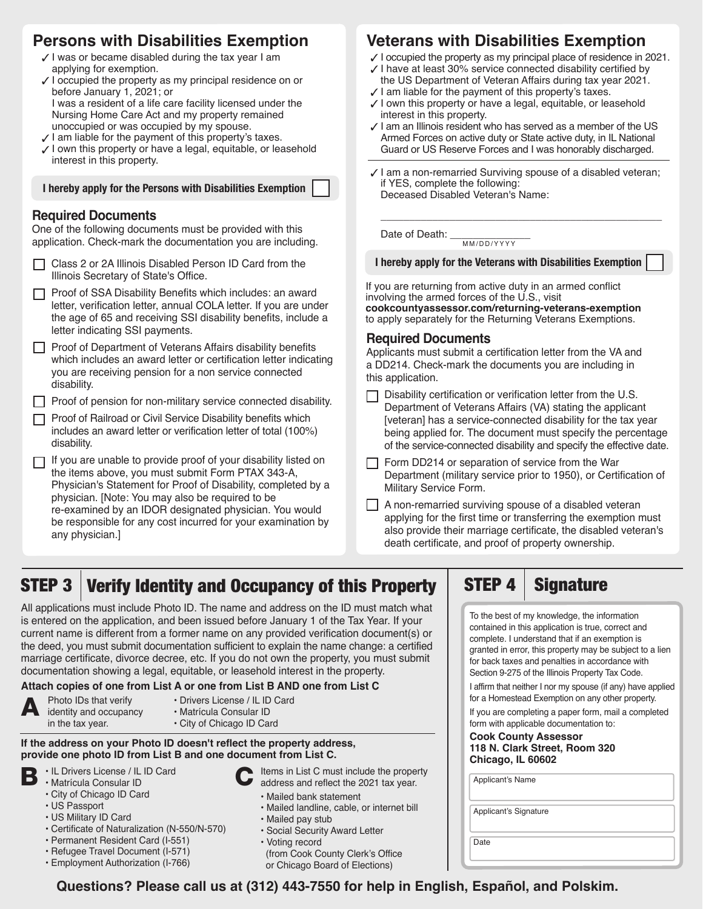## Persons with Disabilities Exemption

- ✓ I was or became disabled during the tax year I am applying for exemption.
- ✓ I occupied the property as my principal residence on or before January 1, 2021; or
  I was a resident of a life care facility licensed under the Nursing Home Care Act and my property remained unoccupied or was occupied by my spouse.
- ✓ I am liable for the payment of this property's taxes.
- ✓ I own this property or have a legal, equitable, or leasehold interest in this property.

**I hereby apply for the Persons with Disabilities Exemption** ☐

### Required Documents

One of the following documents must be provided with this application. Check-mark the documentation you are including.

- ☐ Class 2 or 2A Illinois Disabled Person ID Card from the Illinois Secretary of State's Office.
- ☐ Proof of SSA Disability Benefits which includes: an award letter, verification letter, annual COLA letter. If you are under the age of 65 and receiving SSI disability benefits, include a letter indicating SSI payments.
- ☐ Proof of Department of Veterans Affairs disability benefits which includes an award letter or certification letter indicating you are receiving pension for a non service connected disability.
- ☐ Proof of pension for non-military service connected disability.
- ☐ Proof of Railroad or Civil Service Disability benefits which includes an award letter or verification letter of total (100%) disability.
- ☐ If you are unable to provide proof of your disability listed on the items above, you must submit Form PTAX 343-A, Physician's Statement for Proof of Disability, completed by a physician. [Note: You may also be required to be re-examined by an IDOR designated physician. You would be responsible for any cost incurred for your examination by any physician.]

## Veterans with Disabilities Exemption

- ✓ I occupied the property as my principal place of residence in 2021.
- ✓ I have at least 30% service connected disability certified by the US Department of Veteran Affairs during tax year 2021.
- ✓ I am liable for the payment of this property's taxes.
- ✓ I own this property or have a legal, equitable, or leasehold interest in this property.
- ✓ I am an Illinois resident who has served as a member of the US Armed Forces on active duty or State active duty, in IL National Guard or US Reserve Forces and I was honorably discharged.

- ✓ I am a non-remarried Surviving spouse of a disabled veteran; if YES, complete the following:
  Deceased Disabled Veteran's Name: ______________________

  Date of Death: ____________ (MM/DD/YYYY)

**I hereby apply for the Veterans with Disabilities Exemption** ☐

If you are returning from active duty in an armed conflict involving the armed forces of the U.S., visit **cookcountyassessor.com/returning-veterans-exemption** to apply separately for the Returning Veterans Exemptions.

### Required Documents

Applicants must submit a certification letter from the VA and a DD214. Check-mark the documents you are including in this application.

- ☐ Disability certification or verification letter from the U.S. Department of Veterans Affairs (VA) stating the applicant [veteran] has a service-connected disability for the tax year being applied for. The document must specify the percentage of the service-connected disability and specify the effective date.
- ☐ Form DD214 or separation of service from the War Department (military service prior to 1950), or Certification of Military Service Form.
- ☐ A non-remarried surviving spouse of a disabled veteran applying for the first time or transferring the exemption must also provide their marriage certificate, the disabled veteran's death certificate, and proof of property ownership.

# STEP 3 Verify Identity and Occupancy of this Property

All applications must include Photo ID. The name and address on the ID must match what is entered on the application, and been issued before January 1 of the Tax Year. If your current name is different from a former name on any provided verification document(s) or the deed, you must submit documentation sufficient to explain the name change: a certified marriage certificate, divorce decree, etc. If you do not own the property, you must submit documentation showing a legal, equitable, or leasehold interest in the property.

**Attach copies of one from List A or one from List B AND one from List C**

**A** Photo IDs that verify identity and occupancy in the tax year.

- Drivers License / IL ID Card
- Matrícula Consular ID
- City of Chicago ID Card

**If the address on your Photo ID doesn't reflect the property address, provide one photo ID from List B and one document from List C.**

**B**

- IL Drivers License / IL ID Card
- Matrícula Consular ID
- City of Chicago ID Card
- US Passport
- US Military ID Card
- Certificate of Naturalization (N-550/N-570)
- Permanent Resident Card (I-551)
- Refugee Travel Document (I-571)
- Employment Authorization (I-766)

**C** Items in List C must include the property address and reflect the 2021 tax year.

- Mailed bank statement
- Mailed landline, cable, or internet bill
- Mailed pay stub
- Social Security Award Letter
- Voting record (from Cook County Clerk's Office or Chicago Board of Elections)

# STEP 4 Signature

To the best of my knowledge, the information contained in this application is true, correct and complete. I understand that if an exemption is granted in error, this property may be subject to a lien for back taxes and penalties in accordance with Section 9-275 of the Illinois Property Tax Code.

I affirm that neither I nor my spouse (if any) have applied for a Homestead Exemption on any other property.

If you are completing a paper form, mail a completed form with applicable documentation to:

**Cook County Assessor**
**118 N. Clark Street, Room 320**
**Chicago, IL 60602**

Applicant's Name: ______________________

Applicant's Signature: ______________________

Date: ______________________

**Questions? Please call us at (312) 443-7550 for help in English, Español, and Polskim.**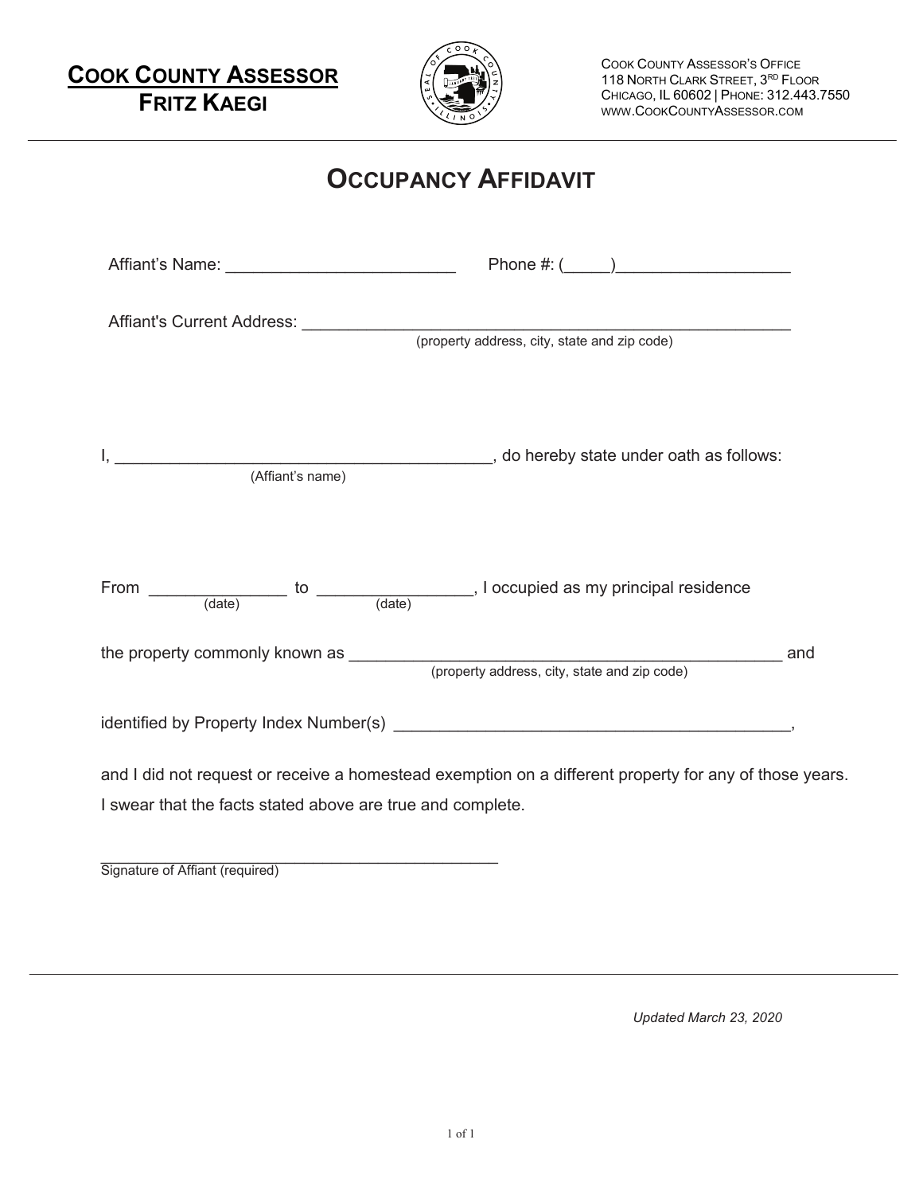**COOK COUNTY ASSESSOR**
**FRITZ KAEGI**

COOK COUNTY ASSESSOR'S OFFICE
118 NORTH CLARK STREET, 3RD FLOOR
CHICAGO, IL 60602 | PHONE: 312.443.7550
WWW.COOKCOUNTYASSESSOR.COM

# OCCUPANCY AFFIDAVIT

Affiant's Name: ________________________ Phone #: (_____)__________________

Affiant's Current Address: ___________________________________________________
(property address, city, state and zip code)

I, ________________________________________, do hereby state under oath as follows:
(Affiant's name)

From ______________ to ________________, I occupied as my principal residence
(date) (date)

the property commonly known as _______________________________________________ and
(property address, city, state and zip code)

identified by Property Index Number(s) ___________________________________________,

and I did not request or receive a homestead exemption on a different property for any of those years.
I swear that the facts stated above are true and complete.

_____________________________________________
Signature of Affiant (required)

*Updated March 23, 2020*